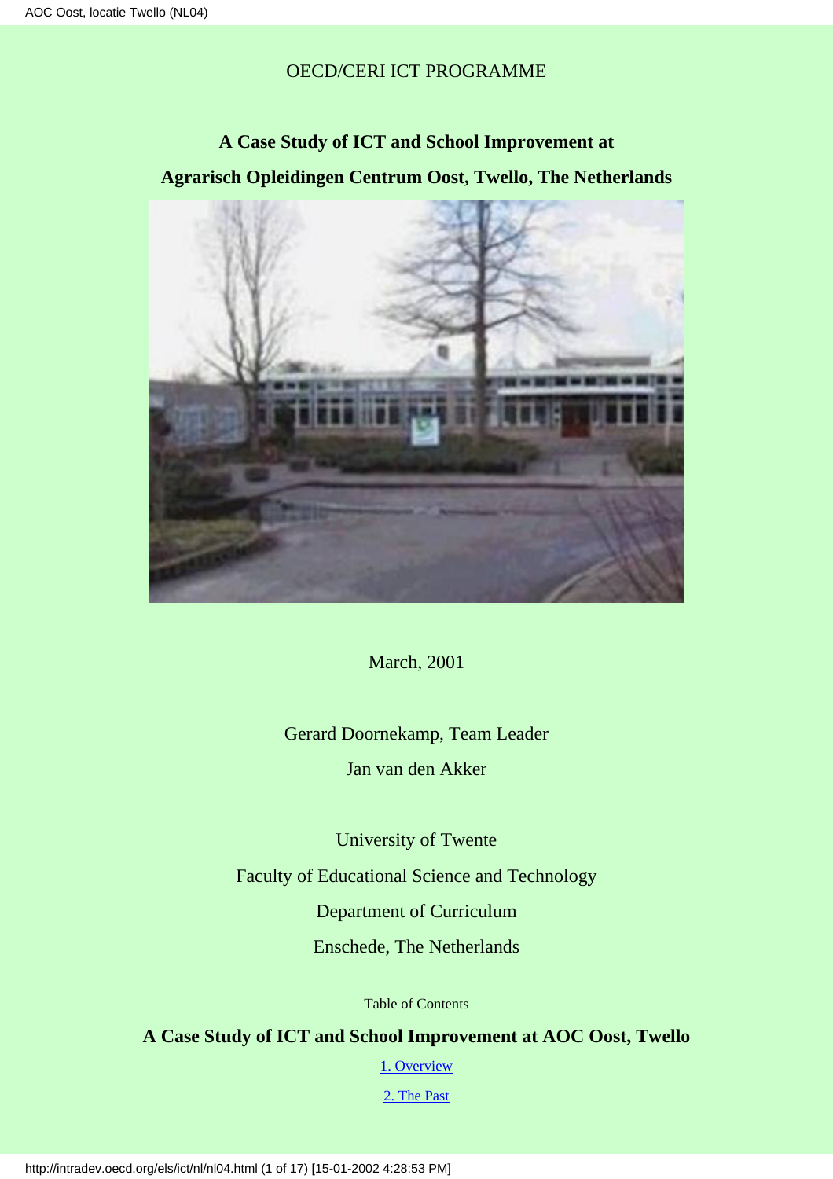OECD/CERI ICT PROGRAMME

# A Case Study of ICT and School Improvement at Agrarisch Opleidingen Centrum Oost, Twello, The Netherlands

March, 2001

Gerard Doornekamp, Team Leader

Jan van den Akker

University of Twente

Faculty of Educational Science and Technology

Department of Curriculum

Enschede, The Netherlands

Table of Contents

## A Case Study of ICT and School Improvement at AOC Oost, Twello

1. Overview

2. The Past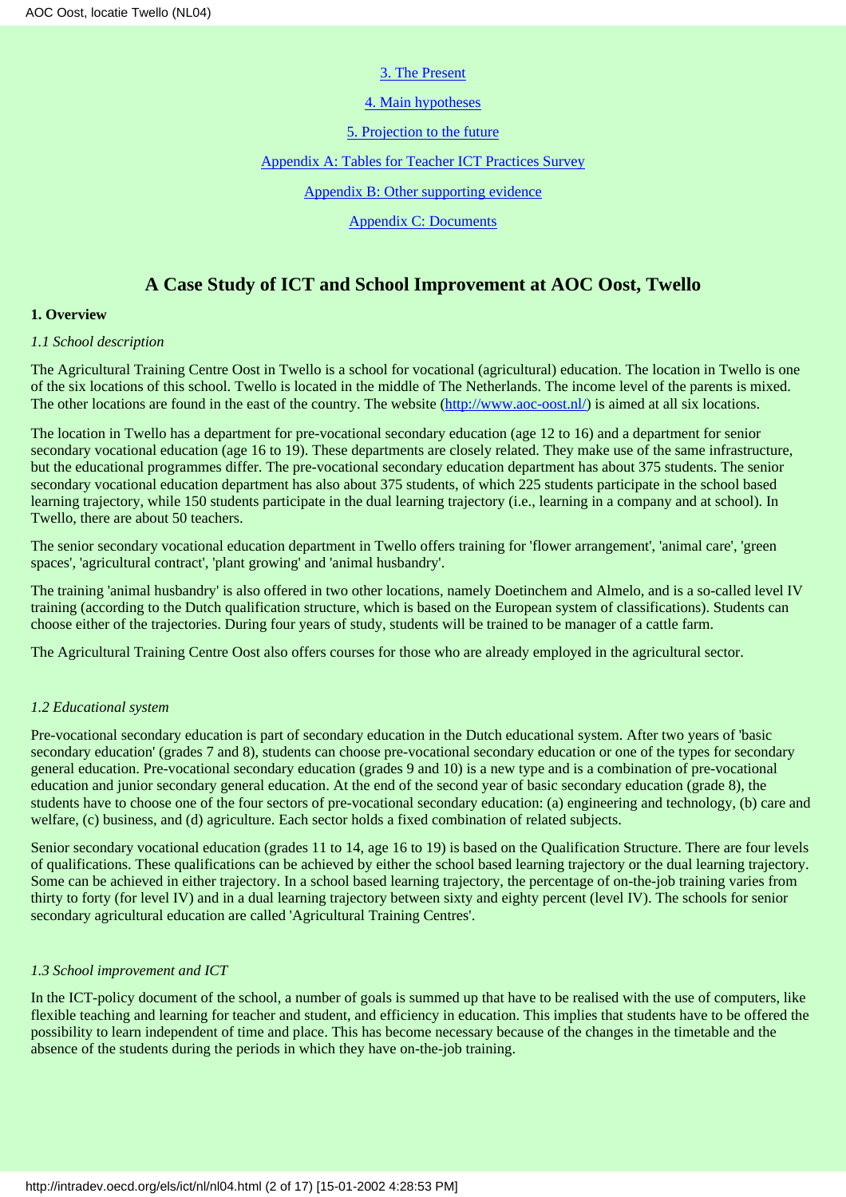3. The Present

4. Main hypotheses

5. Projection to the future

Appendix A: Tables for Teacher ICT Practices Survey

Appendix B: Other supporting evidence

Appendix C: Documents

# A Case Study of ICT and School Improvement at AOC Oost, Twello

## 1. Overview

### *1.1 School description*

The Agricultural Training Centre Oost in Twello is a school for vocational (agricultural) education. The location in Twello is one of the six locations of this school. Twello is located in the middle of The Netherlands. The income level of the parents is mixed. The other locations are found in the east of the country. The website (http://www.aoc-oost.nl/) is aimed at all six locations.

The location in Twello has a department for pre-vocational secondary education (age 12 to 16) and a department for senior secondary vocational education (age 16 to 19). These departments are closely related. They make use of the same infrastructure, but the educational programmes differ. The pre-vocational secondary education department has about 375 students. The senior secondary vocational education department has also about 375 students, of which 225 students participate in the school based learning trajectory, while 150 students participate in the dual learning trajectory (i.e., learning in a company and at school). In Twello, there are about 50 teachers.

The senior secondary vocational education department in Twello offers training for 'flower arrangement', 'animal care', 'green spaces', 'agricultural contract', 'plant growing' and 'animal husbandry'.

The training 'animal husbandry' is also offered in two other locations, namely Doetinchem and Almelo, and is a so-called level IV training (according to the Dutch qualification structure, which is based on the European system of classifications). Students can choose either of the trajectories. During four years of study, students will be trained to be manager of a cattle farm.

The Agricultural Training Centre Oost also offers courses for those who are already employed in the agricultural sector.

### *1.2 Educational system*

Pre-vocational secondary education is part of secondary education in the Dutch educational system. After two years of 'basic secondary education' (grades 7 and 8), students can choose pre-vocational secondary education or one of the types for secondary general education. Pre-vocational secondary education (grades 9 and 10) is a new type and is a combination of pre-vocational education and junior secondary general education. At the end of the second year of basic secondary education (grade 8), the students have to choose one of the four sectors of pre-vocational secondary education: (a) engineering and technology, (b) care and welfare, (c) business, and (d) agriculture. Each sector holds a fixed combination of related subjects.

Senior secondary vocational education (grades 11 to 14, age 16 to 19) is based on the Qualification Structure. There are four levels of qualifications. These qualifications can be achieved by either the school based learning trajectory or the dual learning trajectory. Some can be achieved in either trajectory. In a school based learning trajectory, the percentage of on-the-job training varies from thirty to forty (for level IV) and in a dual learning trajectory between sixty and eighty percent (level IV). The schools for senior secondary agricultural education are called 'Agricultural Training Centres'.

### *1.3 School improvement and ICT*

In the ICT-policy document of the school, a number of goals is summed up that have to be realised with the use of computers, like flexible teaching and learning for teacher and student, and efficiency in education. This implies that students have to be offered the possibility to learn independent of time and place. This has become necessary because of the changes in the timetable and the absence of the students during the periods in which they have on-the-job training.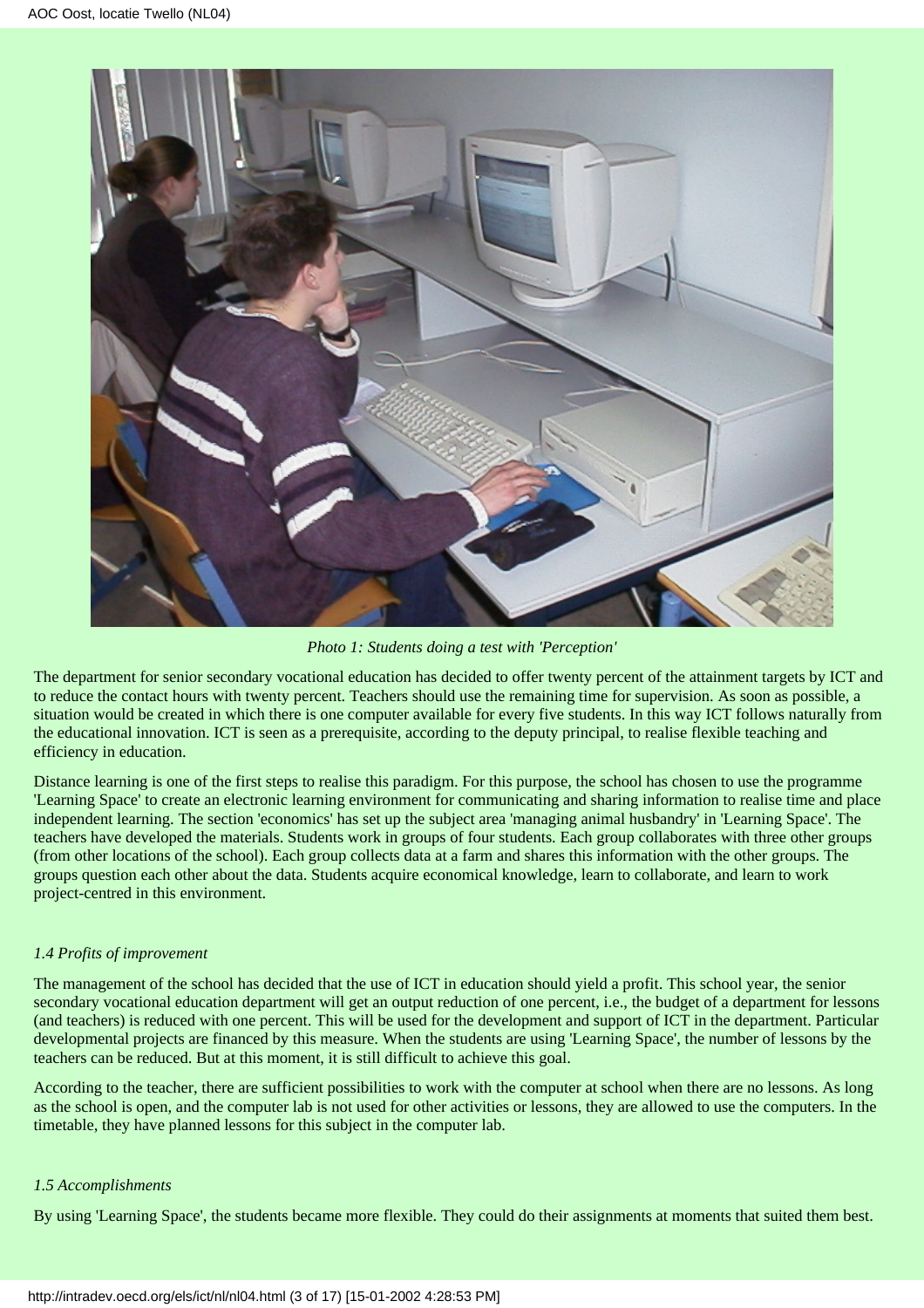*Photo 1: Students doing a test with 'Perception'*

The department for senior secondary vocational education has decided to offer twenty percent of the attainment targets by ICT and to reduce the contact hours with twenty percent. Teachers should use the remaining time for supervision. As soon as possible, a situation would be created in which there is one computer available for every five students. In this way ICT follows naturally from the educational innovation. ICT is seen as a prerequisite, according to the deputy principal, to realise flexible teaching and efficiency in education.

Distance learning is one of the first steps to realise this paradigm. For this purpose, the school has chosen to use the programme 'Learning Space' to create an electronic learning environment for communicating and sharing information to realise time and place independent learning. The section 'economics' has set up the subject area 'managing animal husbandry' in 'Learning Space'. The teachers have developed the materials. Students work in groups of four students. Each group collaborates with three other groups (from other locations of the school). Each group collects data at a farm and shares this information with the other groups. The groups question each other about the data. Students acquire economical knowledge, learn to collaborate, and learn to work project-centred in this environment.

### *1.4 Profits of improvement*

The management of the school has decided that the use of ICT in education should yield a profit. This school year, the senior secondary vocational education department will get an output reduction of one percent, i.e., the budget of a department for lessons (and teachers) is reduced with one percent. This will be used for the development and support of ICT in the department. Particular developmental projects are financed by this measure. When the students are using 'Learning Space', the number of lessons by the teachers can be reduced. But at this moment, it is still difficult to achieve this goal.

According to the teacher, there are sufficient possibilities to work with the computer at school when there are no lessons. As long as the school is open, and the computer lab is not used for other activities or lessons, they are allowed to use the computers. In the timetable, they have planned lessons for this subject in the computer lab.

### *1.5 Accomplishments*

By using 'Learning Space', the students became more flexible. They could do their assignments at moments that suited them best.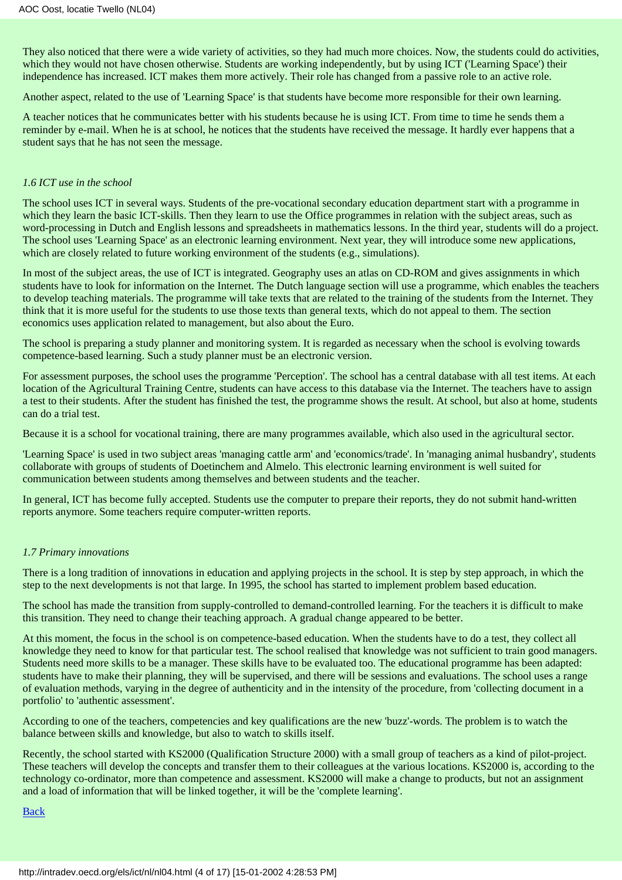They also noticed that there were a wide variety of activities, so they had much more choices. Now, the students could do activities, which they would not have chosen otherwise. Students are working independently, but by using ICT ('Learning Space') their independence has increased. ICT makes them more actively. Their role has changed from a passive role to an active role.

Another aspect, related to the use of 'Learning Space' is that students have become more responsible for their own learning.

A teacher notices that he communicates better with his students because he is using ICT. From time to time he sends them a reminder by e-mail. When he is at school, he notices that the students have received the message. It hardly ever happens that a student says that he has not seen the message.

### *1.6 ICT use in the school*

The school uses ICT in several ways. Students of the pre-vocational secondary education department start with a programme in which they learn the basic ICT-skills. Then they learn to use the Office programmes in relation with the subject areas, such as word-processing in Dutch and English lessons and spreadsheets in mathematics lessons. In the third year, students will do a project. The school uses 'Learning Space' as an electronic learning environment. Next year, they will introduce some new applications, which are closely related to future working environment of the students (e.g., simulations).

In most of the subject areas, the use of ICT is integrated. Geography uses an atlas on CD-ROM and gives assignments in which students have to look for information on the Internet. The Dutch language section will use a programme, which enables the teachers to develop teaching materials. The programme will take texts that are related to the training of the students from the Internet. They think that it is more useful for the students to use those texts than general texts, which do not appeal to them. The section economics uses application related to management, but also about the Euro.

The school is preparing a study planner and monitoring system. It is regarded as necessary when the school is evolving towards competence-based learning. Such a study planner must be an electronic version.

For assessment purposes, the school uses the programme 'Perception'. The school has a central database with all test items. At each location of the Agricultural Training Centre, students can have access to this database via the Internet. The teachers have to assign a test to their students. After the student has finished the test, the programme shows the result. At school, but also at home, students can do a trial test.

Because it is a school for vocational training, there are many programmes available, which also used in the agricultural sector.

'Learning Space' is used in two subject areas 'managing cattle arm' and 'economics/trade'. In 'managing animal husbandry', students collaborate with groups of students of Doetinchem and Almelo. This electronic learning environment is well suited for communication between students among themselves and between students and the teacher.

In general, ICT has become fully accepted. Students use the computer to prepare their reports, they do not submit hand-written reports anymore. Some teachers require computer-written reports.

### *1.7 Primary innovations*

There is a long tradition of innovations in education and applying projects in the school. It is step by step approach, in which the step to the next developments is not that large. In 1995, the school has started to implement problem based education.

The school has made the transition from supply-controlled to demand-controlled learning. For the teachers it is difficult to make this transition. They need to change their teaching approach. A gradual change appeared to be better.

At this moment, the focus in the school is on competence-based education. When the students have to do a test, they collect all knowledge they need to know for that particular test. The school realised that knowledge was not sufficient to train good managers. Students need more skills to be a manager. These skills have to be evaluated too. The educational programme has been adapted: students have to make their planning, they will be supervised, and there will be sessions and evaluations. The school uses a range of evaluation methods, varying in the degree of authenticity and in the intensity of the procedure, from 'collecting document in a portfolio' to 'authentic assessment'.

According to one of the teachers, competencies and key qualifications are the new 'buzz'-words. The problem is to watch the balance between skills and knowledge, but also to watch to skills itself.

Recently, the school started with KS2000 (Qualification Structure 2000) with a small group of teachers as a kind of pilot-project. These teachers will develop the concepts and transfer them to their colleagues at the various locations. KS2000 is, according to the technology co-ordinator, more than competence and assessment. KS2000 will make a change to products, but not an assignment and a load of information that will be linked together, it will be the 'complete learning'.

Back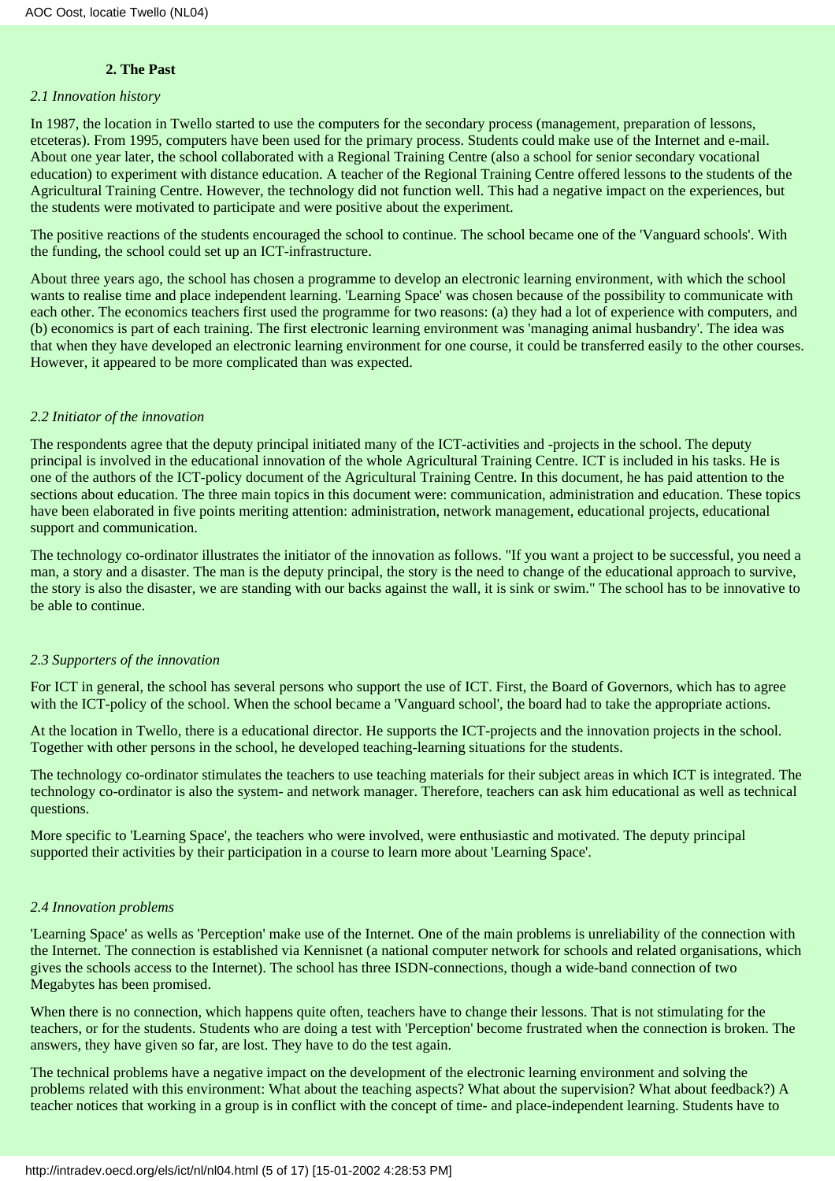## 2. The Past

*2.1 Innovation history*

In 1987, the location in Twello started to use the computers for the secondary process (management, preparation of lessons, etceteras). From 1995, computers have been used for the primary process. Students could make use of the Internet and e-mail. About one year later, the school collaborated with a Regional Training Centre (also a school for senior secondary vocational education) to experiment with distance education. A teacher of the Regional Training Centre offered lessons to the students of the Agricultural Training Centre. However, the technology did not function well. This had a negative impact on the experiences, but the students were motivated to participate and were positive about the experiment.

The positive reactions of the students encouraged the school to continue. The school became one of the 'Vanguard schools'. With the funding, the school could set up an ICT-infrastructure.

About three years ago, the school has chosen a programme to develop an electronic learning environment, with which the school wants to realise time and place independent learning. 'Learning Space' was chosen because of the possibility to communicate with each other. The economics teachers first used the programme for two reasons: (a) they had a lot of experience with computers, and (b) economics is part of each training. The first electronic learning environment was 'managing animal husbandry'. The idea was that when they have developed an electronic learning environment for one course, it could be transferred easily to the other courses. However, it appeared to be more complicated than was expected.

*2.2 Initiator of the innovation*

The respondents agree that the deputy principal initiated many of the ICT-activities and -projects in the school. The deputy principal is involved in the educational innovation of the whole Agricultural Training Centre. ICT is included in his tasks. He is one of the authors of the ICT-policy document of the Agricultural Training Centre. In this document, he has paid attention to the sections about education. The three main topics in this document were: communication, administration and education. These topics have been elaborated in five points meriting attention: administration, network management, educational projects, educational support and communication.

The technology co-ordinator illustrates the initiator of the innovation as follows. "If you want a project to be successful, you need a man, a story and a disaster. The man is the deputy principal, the story is the need to change of the educational approach to survive, the story is also the disaster, we are standing with our backs against the wall, it is sink or swim." The school has to be innovative to be able to continue.

*2.3 Supporters of the innovation*

For ICT in general, the school has several persons who support the use of ICT. First, the Board of Governors, which has to agree with the ICT-policy of the school. When the school became a 'Vanguard school', the board had to take the appropriate actions.

At the location in Twello, there is a educational director. He supports the ICT-projects and the innovation projects in the school. Together with other persons in the school, he developed teaching-learning situations for the students.

The technology co-ordinator stimulates the teachers to use teaching materials for their subject areas in which ICT is integrated. The technology co-ordinator is also the system- and network manager. Therefore, teachers can ask him educational as well as technical questions.

More specific to 'Learning Space', the teachers who were involved, were enthusiastic and motivated. The deputy principal supported their activities by their participation in a course to learn more about 'Learning Space'.

*2.4 Innovation problems*

'Learning Space' as wells as 'Perception' make use of the Internet. One of the main problems is unreliability of the connection with the Internet. The connection is established via Kennisnet (a national computer network for schools and related organisations, which gives the schools access to the Internet). The school has three ISDN-connections, though a wide-band connection of two Megabytes has been promised.

When there is no connection, which happens quite often, teachers have to change their lessons. That is not stimulating for the teachers, or for the students. Students who are doing a test with 'Perception' become frustrated when the connection is broken. The answers, they have given so far, are lost. They have to do the test again.

The technical problems have a negative impact on the development of the electronic learning environment and solving the problems related with this environment: What about the teaching aspects? What about the supervision? What about feedback?) A teacher notices that working in a group is in conflict with the concept of time- and place-independent learning. Students have to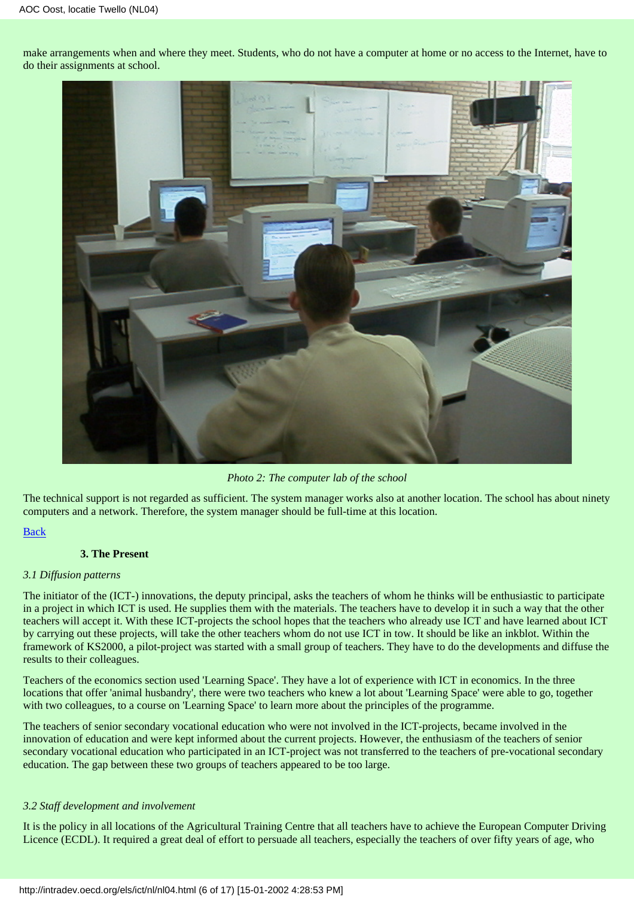make arrangements when and where they meet. Students, who do not have a computer at home or no access to the Internet, have to do their assignments at school.

*Photo 2: The computer lab of the school*

The technical support is not regarded as sufficient. The system manager works also at another location. The school has about ninety computers and a network. Therefore, the system manager should be full-time at this location.

Back

### 3. The Present

*3.1 Diffusion patterns*

The initiator of the (ICT-) innovations, the deputy principal, asks the teachers of whom he thinks will be enthusiastic to participate in a project in which ICT is used. He supplies them with the materials. The teachers have to develop it in such a way that the other teachers will accept it. With these ICT-projects the school hopes that the teachers who already use ICT and have learned about ICT by carrying out these projects, will take the other teachers whom do not use ICT in tow. It should be like an inkblot. Within the framework of KS2000, a pilot-project was started with a small group of teachers. They have to do the developments and diffuse the results to their colleagues.

Teachers of the economics section used 'Learning Space'. They have a lot of experience with ICT in economics. In the three locations that offer 'animal husbandry', there were two teachers who knew a lot about 'Learning Space' were able to go, together with two colleagues, to a course on 'Learning Space' to learn more about the principles of the programme.

The teachers of senior secondary vocational education who were not involved in the ICT-projects, became involved in the innovation of education and were kept informed about the current projects. However, the enthusiasm of the teachers of senior secondary vocational education who participated in an ICT-project was not transferred to the teachers of pre-vocational secondary education. The gap between these two groups of teachers appeared to be too large.

*3.2 Staff development and involvement*

It is the policy in all locations of the Agricultural Training Centre that all teachers have to achieve the European Computer Driving Licence (ECDL). It required a great deal of effort to persuade all teachers, especially the teachers of over fifty years of age, who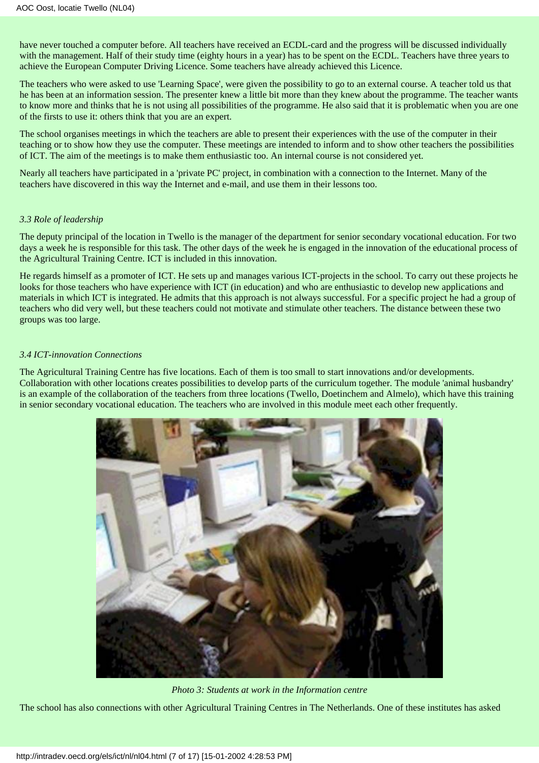have never touched a computer before. All teachers have received an ECDL-card and the progress will be discussed individually with the management. Half of their study time (eighty hours in a year) has to be spent on the ECDL. Teachers have three years to achieve the European Computer Driving Licence. Some teachers have already achieved this Licence.

The teachers who were asked to use 'Learning Space', were given the possibility to go to an external course. A teacher told us that he has been at an information session. The presenter knew a little bit more than they knew about the programme. The teacher wants to know more and thinks that he is not using all possibilities of the programme. He also said that it is problematic when you are one of the firsts to use it: others think that you are an expert.

The school organises meetings in which the teachers are able to present their experiences with the use of the computer in their teaching or to show how they use the computer. These meetings are intended to inform and to show other teachers the possibilities of ICT. The aim of the meetings is to make them enthusiastic too. An internal course is not considered yet.

Nearly all teachers have participated in a 'private PC' project, in combination with a connection to the Internet. Many of the teachers have discovered in this way the Internet and e-mail, and use them in their lessons too.

### *3.3 Role of leadership*

The deputy principal of the location in Twello is the manager of the department for senior secondary vocational education. For two days a week he is responsible for this task. The other days of the week he is engaged in the innovation of the educational process of the Agricultural Training Centre. ICT is included in this innovation.

He regards himself as a promoter of ICT. He sets up and manages various ICT-projects in the school. To carry out these projects he looks for those teachers who have experience with ICT (in education) and who are enthusiastic to develop new applications and materials in which ICT is integrated. He admits that this approach is not always successful. For a specific project he had a group of teachers who did very well, but these teachers could not motivate and stimulate other teachers. The distance between these two groups was too large.

### *3.4 ICT-innovation Connections*

The Agricultural Training Centre has five locations. Each of them is too small to start innovations and/or developments. Collaboration with other locations creates possibilities to develop parts of the curriculum together. The module 'animal husbandry' is an example of the collaboration of the teachers from three locations (Twello, Doetinchem and Almelo), which have this training in senior secondary vocational education. The teachers who are involved in this module meet each other frequently.

*Photo 3: Students at work in the Information centre*

The school has also connections with other Agricultural Training Centres in The Netherlands. One of these institutes has asked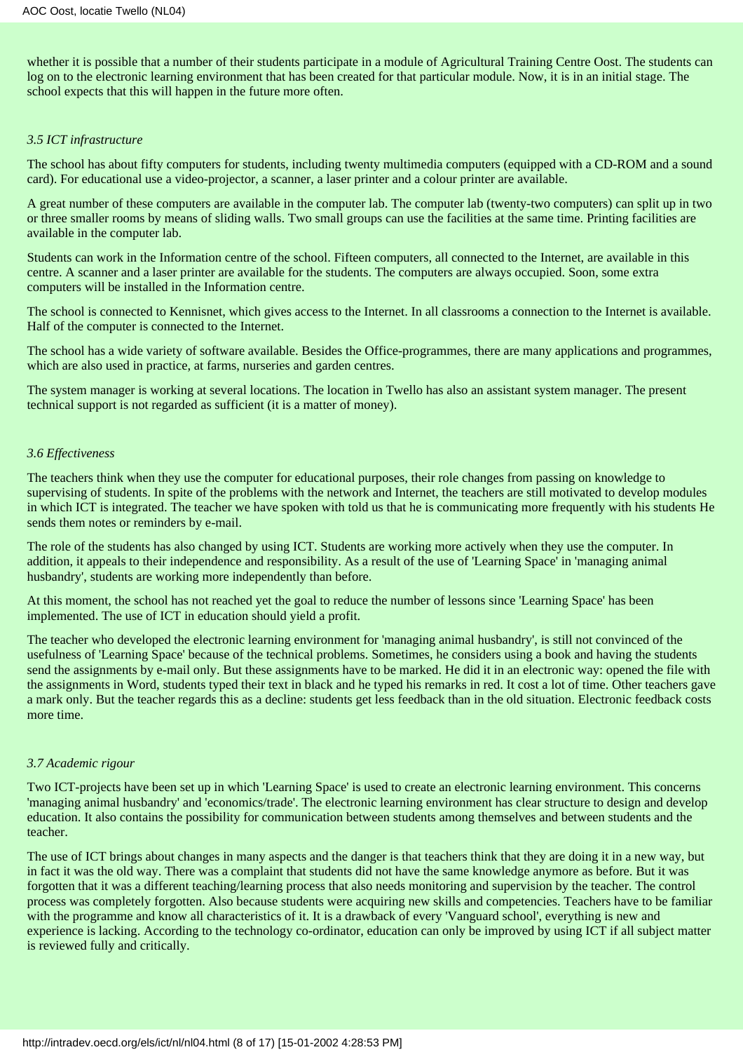whether it is possible that a number of their students participate in a module of Agricultural Training Centre Oost. The students can log on to the electronic learning environment that has been created for that particular module. Now, it is in an initial stage. The school expects that this will happen in the future more often.

### *3.5 ICT infrastructure*

The school has about fifty computers for students, including twenty multimedia computers (equipped with a CD-ROM and a sound card). For educational use a video-projector, a scanner, a laser printer and a colour printer are available.

A great number of these computers are available in the computer lab. The computer lab (twenty-two computers) can split up in two or three smaller rooms by means of sliding walls. Two small groups can use the facilities at the same time. Printing facilities are available in the computer lab.

Students can work in the Information centre of the school. Fifteen computers, all connected to the Internet, are available in this centre. A scanner and a laser printer are available for the students. The computers are always occupied. Soon, some extra computers will be installed in the Information centre.

The school is connected to Kennisnet, which gives access to the Internet. In all classrooms a connection to the Internet is available. Half of the computer is connected to the Internet.

The school has a wide variety of software available. Besides the Office-programmes, there are many applications and programmes, which are also used in practice, at farms, nurseries and garden centres.

The system manager is working at several locations. The location in Twello has also an assistant system manager. The present technical support is not regarded as sufficient (it is a matter of money).

### *3.6 Effectiveness*

The teachers think when they use the computer for educational purposes, their role changes from passing on knowledge to supervising of students. In spite of the problems with the network and Internet, the teachers are still motivated to develop modules in which ICT is integrated. The teacher we have spoken with told us that he is communicating more frequently with his students He sends them notes or reminders by e-mail.

The role of the students has also changed by using ICT. Students are working more actively when they use the computer. In addition, it appeals to their independence and responsibility. As a result of the use of 'Learning Space' in 'managing animal husbandry', students are working more independently than before.

At this moment, the school has not reached yet the goal to reduce the number of lessons since 'Learning Space' has been implemented. The use of ICT in education should yield a profit.

The teacher who developed the electronic learning environment for 'managing animal husbandry', is still not convinced of the usefulness of 'Learning Space' because of the technical problems. Sometimes, he considers using a book and having the students send the assignments by e-mail only. But these assignments have to be marked. He did it in an electronic way: opened the file with the assignments in Word, students typed their text in black and he typed his remarks in red. It cost a lot of time. Other teachers gave a mark only. But the teacher regards this as a decline: students get less feedback than in the old situation. Electronic feedback costs more time.

### *3.7 Academic rigour*

Two ICT-projects have been set up in which 'Learning Space' is used to create an electronic learning environment. This concerns 'managing animal husbandry' and 'economics/trade'. The electronic learning environment has clear structure to design and develop education. It also contains the possibility for communication between students among themselves and between students and the teacher.

The use of ICT brings about changes in many aspects and the danger is that teachers think that they are doing it in a new way, but in fact it was the old way. There was a complaint that students did not have the same knowledge anymore as before. But it was forgotten that it was a different teaching/learning process that also needs monitoring and supervision by the teacher. The control process was completely forgotten. Also because students were acquiring new skills and competencies. Teachers have to be familiar with the programme and know all characteristics of it. It is a drawback of every 'Vanguard school', everything is new and experience is lacking. According to the technology co-ordinator, education can only be improved by using ICT if all subject matter is reviewed fully and critically.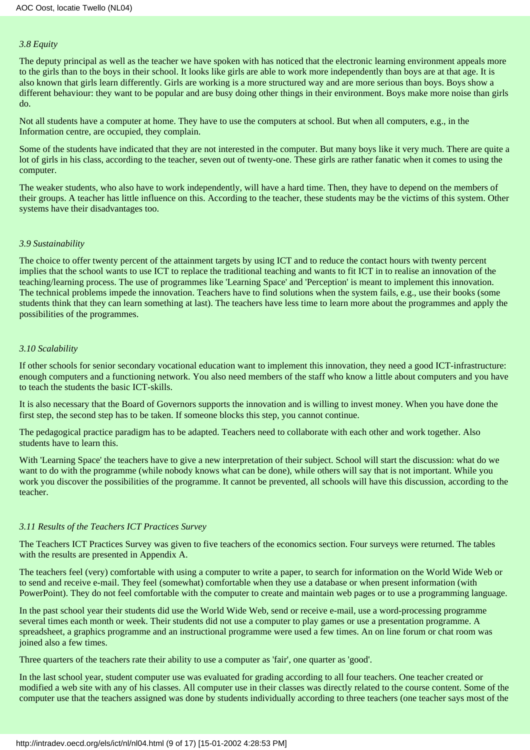*3.8 Equity*

The deputy principal as well as the teacher we have spoken with has noticed that the electronic learning environment appeals more to the girls than to the boys in their school. It looks like girls are able to work more independently than boys are at that age. It is also known that girls learn differently. Girls are working is a more structured way and are more serious than boys. Boys show a different behaviour: they want to be popular and are busy doing other things in their environment. Boys make more noise than girls do.

Not all students have a computer at home. They have to use the computers at school. But when all computers, e.g., in the Information centre, are occupied, they complain.

Some of the students have indicated that they are not interested in the computer. But many boys like it very much. There are quite a lot of girls in his class, according to the teacher, seven out of twenty-one. These girls are rather fanatic when it comes to using the computer.

The weaker students, who also have to work independently, will have a hard time. Then, they have to depend on the members of their groups. A teacher has little influence on this. According to the teacher, these students may be the victims of this system. Other systems have their disadvantages too.

*3.9 Sustainability*

The choice to offer twenty percent of the attainment targets by using ICT and to reduce the contact hours with twenty percent implies that the school wants to use ICT to replace the traditional teaching and wants to fit ICT in to realise an innovation of the teaching/learning process. The use of programmes like 'Learning Space' and 'Perception' is meant to implement this innovation. The technical problems impede the innovation. Teachers have to find solutions when the system fails, e.g., use their books (some students think that they can learn something at last). The teachers have less time to learn more about the programmes and apply the possibilities of the programmes.

*3.10 Scalability*

If other schools for senior secondary vocational education want to implement this innovation, they need a good ICT-infrastructure: enough computers and a functioning network. You also need members of the staff who know a little about computers and you have to teach the students the basic ICT-skills.

It is also necessary that the Board of Governors supports the innovation and is willing to invest money. When you have done the first step, the second step has to be taken. If someone blocks this step, you cannot continue.

The pedagogical practice paradigm has to be adapted. Teachers need to collaborate with each other and work together. Also students have to learn this.

With 'Learning Space' the teachers have to give a new interpretation of their subject. School will start the discussion: what do we want to do with the programme (while nobody knows what can be done), while others will say that is not important. While you work you discover the possibilities of the programme. It cannot be prevented, all schools will have this discussion, according to the teacher.

*3.11 Results of the Teachers ICT Practices Survey*

The Teachers ICT Practices Survey was given to five teachers of the economics section. Four surveys were returned. The tables with the results are presented in Appendix A.

The teachers feel (very) comfortable with using a computer to write a paper, to search for information on the World Wide Web or to send and receive e-mail. They feel (somewhat) comfortable when they use a database or when present information (with PowerPoint). They do not feel comfortable with the computer to create and maintain web pages or to use a programming language.

In the past school year their students did use the World Wide Web, send or receive e-mail, use a word-processing programme several times each month or week. Their students did not use a computer to play games or use a presentation programme. A spreadsheet, a graphics programme and an instructional programme were used a few times. An on line forum or chat room was joined also a few times.

Three quarters of the teachers rate their ability to use a computer as 'fair', one quarter as 'good'.

In the last school year, student computer use was evaluated for grading according to all four teachers. One teacher created or modified a web site with any of his classes. All computer use in their classes was directly related to the course content. Some of the computer use that the teachers assigned was done by students individually according to three teachers (one teacher says most of the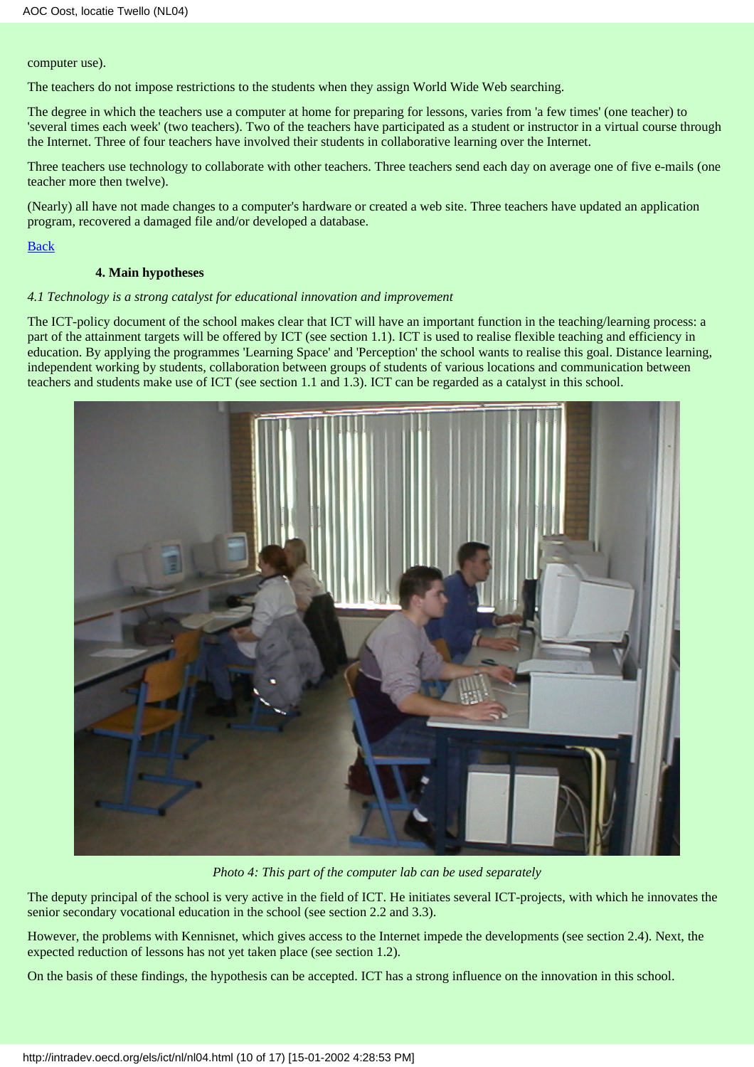computer use).

The teachers do not impose restrictions to the students when they assign World Wide Web searching.

The degree in which the teachers use a computer at home for preparing for lessons, varies from 'a few times' (one teacher) to 'several times each week' (two teachers). Two of the teachers have participated as a student or instructor in a virtual course through the Internet. Three of four teachers have involved their students in collaborative learning over the Internet.

Three teachers use technology to collaborate with other teachers. Three teachers send each day on average one of five e-mails (one teacher more then twelve).

(Nearly) all have not made changes to a computer's hardware or created a web site. Three teachers have updated an application program, recovered a damaged file and/or developed a database.

Back

### 4. Main hypotheses

*4.1 Technology is a strong catalyst for educational innovation and improvement*

The ICT-policy document of the school makes clear that ICT will have an important function in the teaching/learning process: a part of the attainment targets will be offered by ICT (see section 1.1). ICT is used to realise flexible teaching and efficiency in education. By applying the programmes 'Learning Space' and 'Perception' the school wants to realise this goal. Distance learning, independent working by students, collaboration between groups of students of various locations and communication between teachers and students make use of ICT (see section 1.1 and 1.3). ICT can be regarded as a catalyst in this school.

*Photo 4: This part of the computer lab can be used separately*

The deputy principal of the school is very active in the field of ICT. He initiates several ICT-projects, with which he innovates the senior secondary vocational education in the school (see section 2.2 and 3.3).

However, the problems with Kennisnet, which gives access to the Internet impede the developments (see section 2.4). Next, the expected reduction of lessons has not yet taken place (see section 1.2).

On the basis of these findings, the hypothesis can be accepted. ICT has a strong influence on the innovation in this school.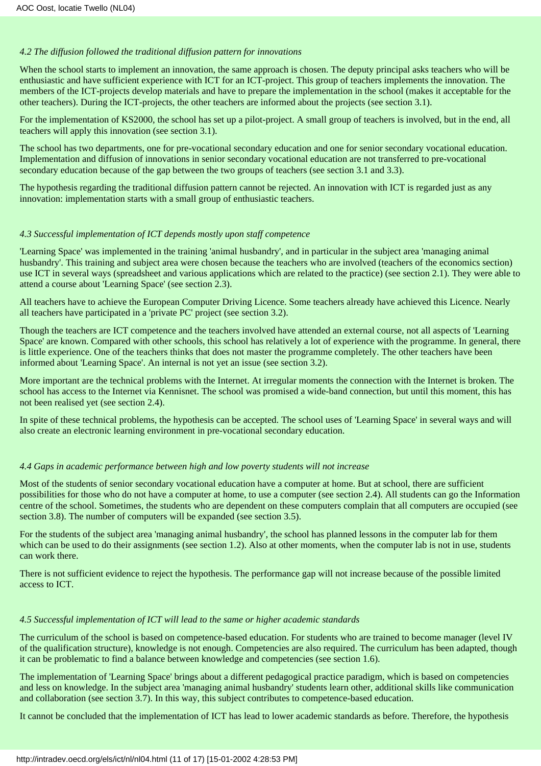*4.2 The diffusion followed the traditional diffusion pattern for innovations*

When the school starts to implement an innovation, the same approach is chosen. The deputy principal asks teachers who will be enthusiastic and have sufficient experience with ICT for an ICT-project. This group of teachers implements the innovation. The members of the ICT-projects develop materials and have to prepare the implementation in the school (makes it acceptable for the other teachers). During the ICT-projects, the other teachers are informed about the projects (see section 3.1).

For the implementation of KS2000, the school has set up a pilot-project. A small group of teachers is involved, but in the end, all teachers will apply this innovation (see section 3.1).

The school has two departments, one for pre-vocational secondary education and one for senior secondary vocational education. Implementation and diffusion of innovations in senior secondary vocational education are not transferred to pre-vocational secondary education because of the gap between the two groups of teachers (see section 3.1 and 3.3).

The hypothesis regarding the traditional diffusion pattern cannot be rejected. An innovation with ICT is regarded just as any innovation: implementation starts with a small group of enthusiastic teachers.

*4.3 Successful implementation of ICT depends mostly upon staff competence*

'Learning Space' was implemented in the training 'animal husbandry', and in particular in the subject area 'managing animal husbandry'. This training and subject area were chosen because the teachers who are involved (teachers of the economics section) use ICT in several ways (spreadsheet and various applications which are related to the practice) (see section 2.1). They were able to attend a course about 'Learning Space' (see section 2.3).

All teachers have to achieve the European Computer Driving Licence. Some teachers already have achieved this Licence. Nearly all teachers have participated in a 'private PC' project (see section 3.2).

Though the teachers are ICT competence and the teachers involved have attended an external course, not all aspects of 'Learning Space' are known. Compared with other schools, this school has relatively a lot of experience with the programme. In general, there is little experience. One of the teachers thinks that does not master the programme completely. The other teachers have been informed about 'Learning Space'. An internal is not yet an issue (see section 3.2).

More important are the technical problems with the Internet. At irregular moments the connection with the Internet is broken. The school has access to the Internet via Kennisnet. The school was promised a wide-band connection, but until this moment, this has not been realised yet (see section 2.4).

In spite of these technical problems, the hypothesis can be accepted. The school uses of 'Learning Space' in several ways and will also create an electronic learning environment in pre-vocational secondary education.

*4.4 Gaps in academic performance between high and low poverty students will not increase*

Most of the students of senior secondary vocational education have a computer at home. But at school, there are sufficient possibilities for those who do not have a computer at home, to use a computer (see section 2.4). All students can go the Information centre of the school. Sometimes, the students who are dependent on these computers complain that all computers are occupied (see section 3.8). The number of computers will be expanded (see section 3.5).

For the students of the subject area 'managing animal husbandry', the school has planned lessons in the computer lab for them which can be used to do their assignments (see section 1.2). Also at other moments, when the computer lab is not in use, students can work there.

There is not sufficient evidence to reject the hypothesis. The performance gap will not increase because of the possible limited access to ICT.

*4.5 Successful implementation of ICT will lead to the same or higher academic standards*

The curriculum of the school is based on competence-based education. For students who are trained to become manager (level IV of the qualification structure), knowledge is not enough. Competencies are also required. The curriculum has been adapted, though it can be problematic to find a balance between knowledge and competencies (see section 1.6).

The implementation of 'Learning Space' brings about a different pedagogical practice paradigm, which is based on competencies and less on knowledge. In the subject area 'managing animal husbandry' students learn other, additional skills like communication and collaboration (see section 3.7). In this way, this subject contributes to competence-based education.

It cannot be concluded that the implementation of ICT has lead to lower academic standards as before. Therefore, the hypothesis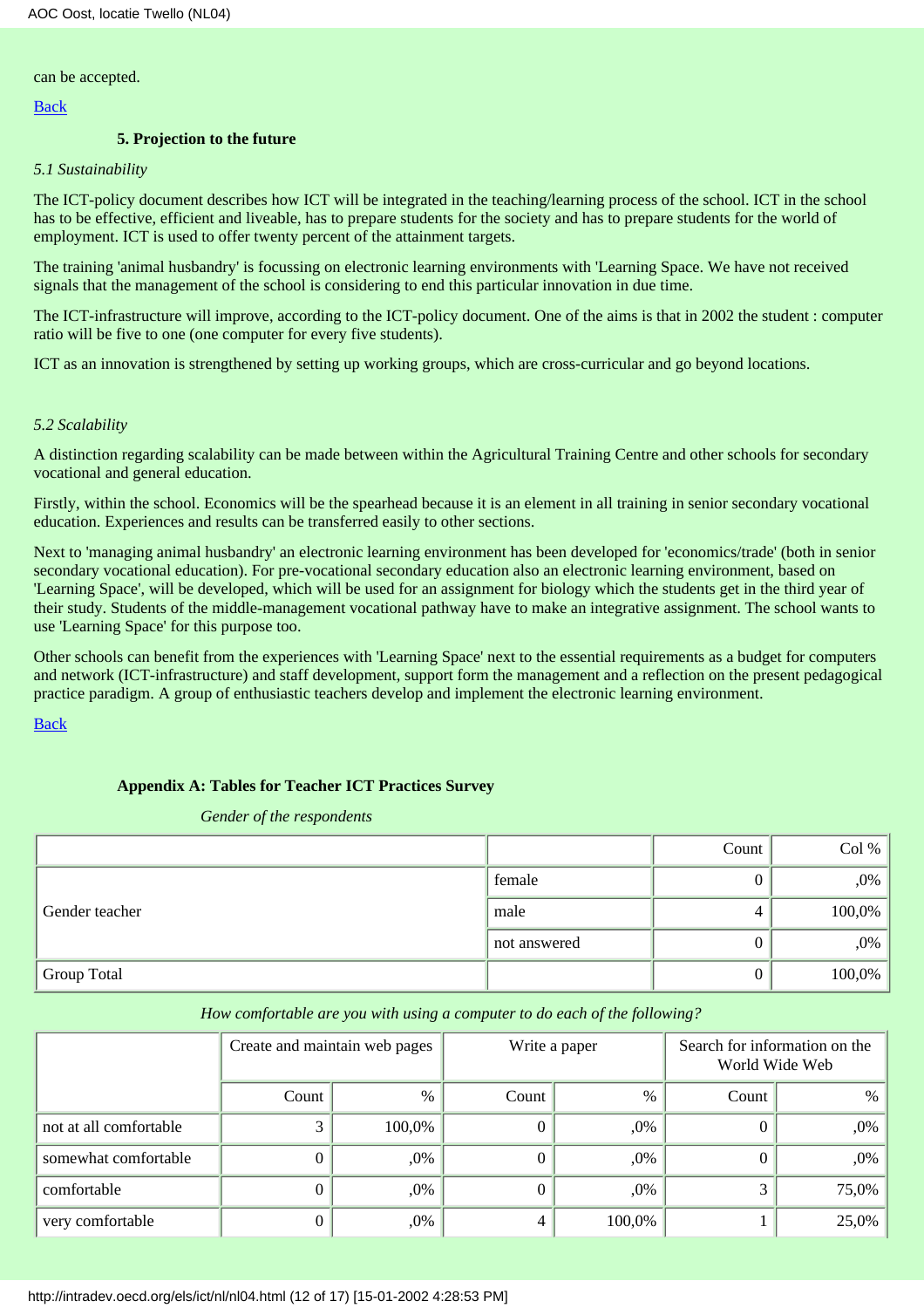can be accepted.

Back

### 5. Projection to the future

*5.1 Sustainability*

The ICT-policy document describes how ICT will be integrated in the teaching/learning process of the school. ICT in the school has to be effective, efficient and liveable, has to prepare students for the society and has to prepare students for the world of employment. ICT is used to offer twenty percent of the attainment targets.

The training 'animal husbandry' is focussing on electronic learning environments with 'Learning Space. We have not received signals that the management of the school is considering to end this particular innovation in due time.

The ICT-infrastructure will improve, according to the ICT-policy document. One of the aims is that in 2002 the student : computer ratio will be five to one (one computer for every five students).

ICT as an innovation is strengthened by setting up working groups, which are cross-curricular and go beyond locations.

*5.2 Scalability*

A distinction regarding scalability can be made between within the Agricultural Training Centre and other schools for secondary vocational and general education.

Firstly, within the school. Economics will be the spearhead because it is an element in all training in senior secondary vocational education. Experiences and results can be transferred easily to other sections.

Next to 'managing animal husbandry' an electronic learning environment has been developed for 'economics/trade' (both in senior secondary vocational education). For pre-vocational secondary education also an electronic learning environment, based on 'Learning Space', will be developed, which will be used for an assignment for biology which the students get in the third year of their study. Students of the middle-management vocational pathway have to make an integrative assignment. The school wants to use 'Learning Space' for this purpose too.

Other schools can benefit from the experiences with 'Learning Space' next to the essential requirements as a budget for computers and network (ICT-infrastructure) and staff development, support form the management and a reflection on the present pedagogical practice paradigm. A group of enthusiastic teachers develop and implement the electronic learning environment.

Back

### Appendix A: Tables for Teacher ICT Practices Survey

*Gender of the respondents*

| | | Count | Col % |
|---|---|---|---|
| Gender teacher | female | 0 | ,0% |
| | male | 4 | 100,0% |
| | not answered | 0 | ,0% |
| Group Total | | 0 | 100,0% |

*How comfortable are you with using a computer to do each of the following?*

| | Create and maintain web pages | | Write a paper | | Search for information on the World Wide Web | |
|---|---|---|---|---|---|---|
| | Count | % | Count | % | Count | % |
| not at all comfortable | 3 | 100,0% | 0 | ,0% | 0 | ,0% |
| somewhat comfortable | 0 | ,0% | 0 | ,0% | 0 | ,0% |
| comfortable | 0 | ,0% | 0 | ,0% | 3 | 75,0% |
| very comfortable | 0 | ,0% | 4 | 100,0% | 1 | 25,0% |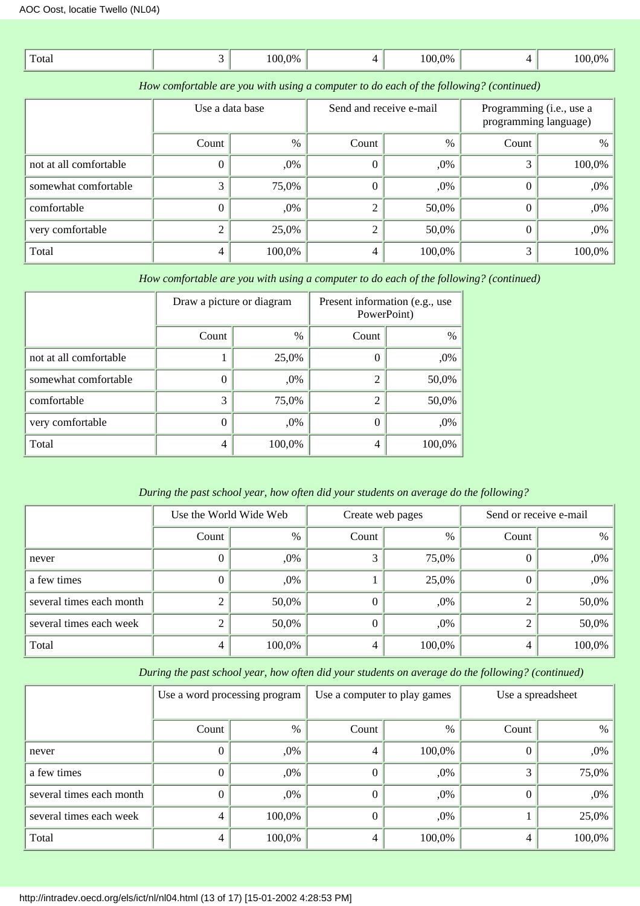| Total | 3 | 100,0% | 4 | 100,0% | 4 | 100,0% |
|---|---|---|---|---|---|---|

*How comfortable are you with using a computer to do each of the following? (continued)*

| | Use a data base | | Send and receive e-mail | | Programming (i.e., use a programming language) | |
|---|---|---|---|---|---|---|
| | Count | % | Count | % | Count | % |
| not at all comfortable | 0 | ,0% | 0 | ,0% | 3 | 100,0% |
| somewhat comfortable | 3 | 75,0% | 0 | ,0% | 0 | ,0% |
| comfortable | 0 | ,0% | 2 | 50,0% | 0 | ,0% |
| very comfortable | 2 | 25,0% | 2 | 50,0% | 0 | ,0% |
| Total | 4 | 100,0% | 4 | 100,0% | 3 | 100,0% |

*How comfortable are you with using a computer to do each of the following? (continued)*

| | Draw a picture or diagram | | Present information (e.g., use PowerPoint) | |
|---|---|---|---|---|
| | Count | % | Count | % |
| not at all comfortable | 1 | 25,0% | 0 | ,0% |
| somewhat comfortable | 0 | ,0% | 2 | 50,0% |
| comfortable | 3 | 75,0% | 2 | 50,0% |
| very comfortable | 0 | ,0% | 0 | ,0% |
| Total | 4 | 100,0% | 4 | 100,0% |

*During the past school year, how often did your students on average do the following?*

| | Use the World Wide Web | | Create web pages | | Send or receive e-mail | |
|---|---|---|---|---|---|---|
| | Count | % | Count | % | Count | % |
| never | 0 | ,0% | 3 | 75,0% | 0 | ,0% |
| a few times | 0 | ,0% | 1 | 25,0% | 0 | ,0% |
| several times each month | 2 | 50,0% | 0 | ,0% | 2 | 50,0% |
| several times each week | 2 | 50,0% | 0 | ,0% | 2 | 50,0% |
| Total | 4 | 100,0% | 4 | 100,0% | 4 | 100,0% |

*During the past school year, how often did your students on average do the following? (continued)*

| | Use a word processing program | | Use a computer to play games | | Use a spreadsheet | |
|---|---|---|---|---|---|---|
| | Count | % | Count | % | Count | % |
| never | 0 | ,0% | 4 | 100,0% | 0 | ,0% |
| a few times | 0 | ,0% | 0 | ,0% | 3 | 75,0% |
| several times each month | 0 | ,0% | 0 | ,0% | 0 | ,0% |
| several times each week | 4 | 100,0% | 0 | ,0% | 1 | 25,0% |
| Total | 4 | 100,0% | 4 | 100,0% | 4 | 100,0% |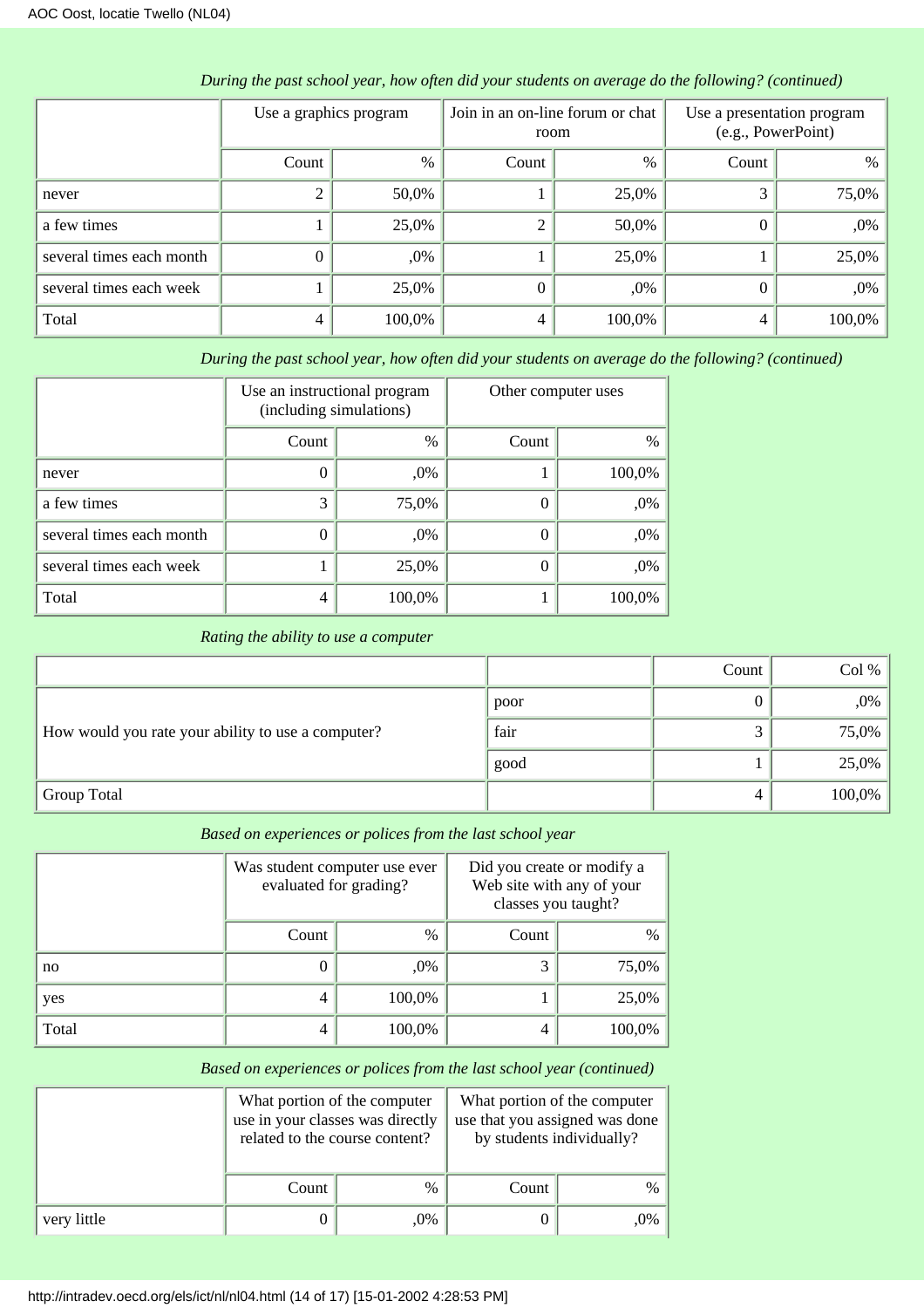*During the past school year, how often did your students on average do the following? (continued)*

| | Use a graphics program | | Join in an on-line forum or chat room | | Use a presentation program (e.g., PowerPoint) | |
|---|---|---|---|---|---|---|
| | Count | % | Count | % | Count | % |
| never | 2 | 50,0% | 1 | 25,0% | 3 | 75,0% |
| a few times | 1 | 25,0% | 2 | 50,0% | 0 | ,0% |
| several times each month | 0 | ,0% | 1 | 25,0% | 1 | 25,0% |
| several times each week | 1 | 25,0% | 0 | ,0% | 0 | ,0% |
| Total | 4 | 100,0% | 4 | 100,0% | 4 | 100,0% |

*During the past school year, how often did your students on average do the following? (continued)*

| | Use an instructional program (including simulations) | | Other computer uses | |
|---|---|---|---|---|
| | Count | % | Count | % |
| never | 0 | ,0% | 1 | 100,0% |
| a few times | 3 | 75,0% | 0 | ,0% |
| several times each month | 0 | ,0% | 0 | ,0% |
| several times each week | 1 | 25,0% | 0 | ,0% |
| Total | 4 | 100,0% | 1 | 100,0% |

*Rating the ability to use a computer*

| | | Count | Col % |
|---|---|---|---|
| How would you rate your ability to use a computer? | poor | 0 | ,0% |
| | fair | 3 | 75,0% |
| | good | 1 | 25,0% |
| Group Total | | 4 | 100,0% |

*Based on experiences or polices from the last school year*

| | Was student computer use ever evaluated for grading? | | Did you create or modify a Web site with any of your classes you taught? | |
|---|---|---|---|---|
| | Count | % | Count | % |
| no | 0 | ,0% | 3 | 75,0% |
| yes | 4 | 100,0% | 1 | 25,0% |
| Total | 4 | 100,0% | 4 | 100,0% |

*Based on experiences or polices from the last school year (continued)*

| | What portion of the computer use in your classes was directly related to the course content? | | What portion of the computer use that you assigned was done by students individually? | |
|---|---|---|---|---|
| | Count | % | Count | % |
| very little | 0 | ,0% | 0 | ,0% |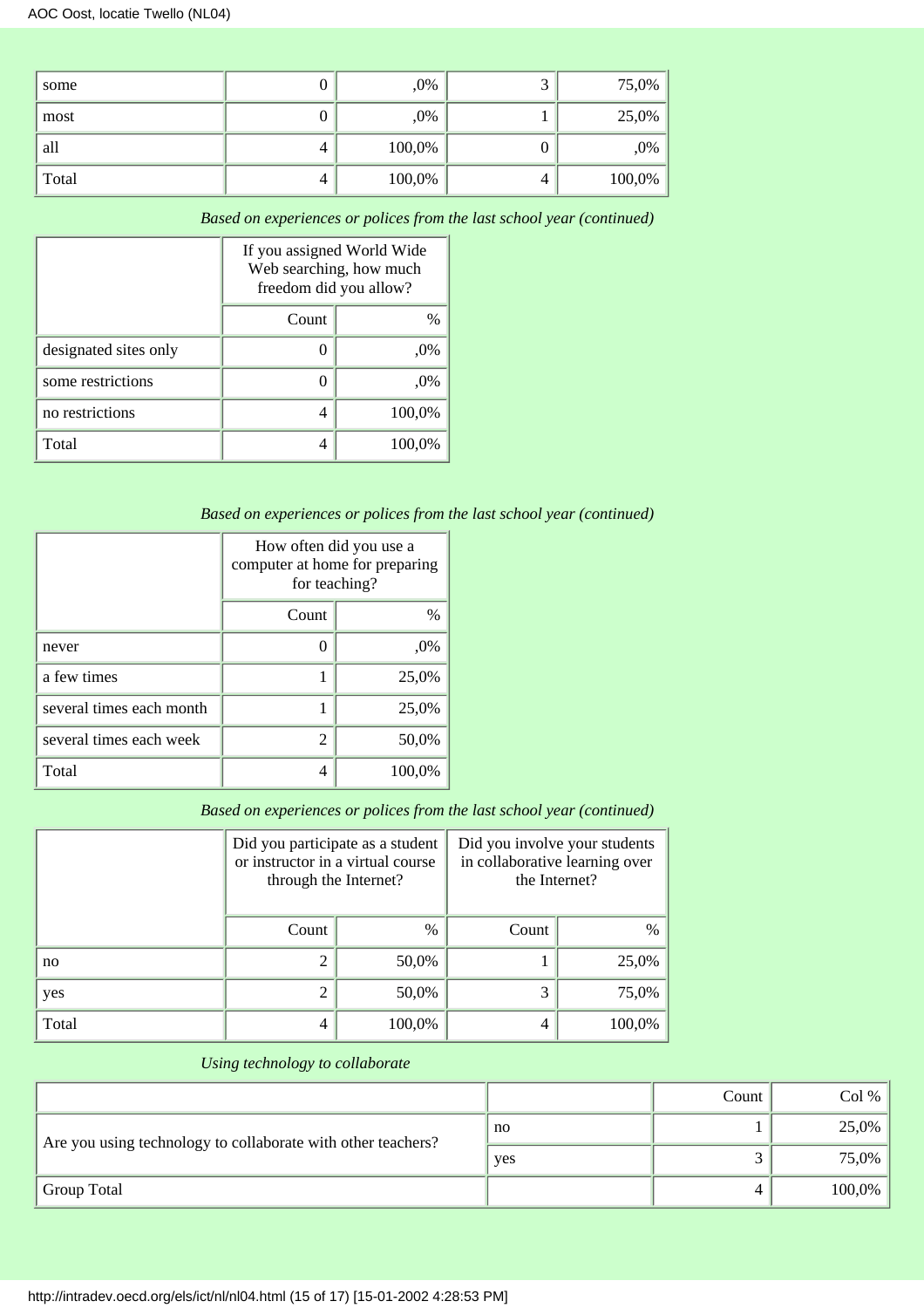| | | | | |
|---|---|---|---|---|
| some | 0 | ,0% | 3 | 75,0% |
| most | 0 | ,0% | 1 | 25,0% |
| all | 4 | 100,0% | 0 | ,0% |
| Total | 4 | 100,0% | 4 | 100,0% |

*Based on experiences or polices from the last school year (continued)*

| | If you assigned World Wide Web searching, how much freedom did you allow? | |
|---|---|---|
| | Count | % |
| designated sites only | 0 | ,0% |
| some restrictions | 0 | ,0% |
| no restrictions | 4 | 100,0% |
| Total | 4 | 100,0% |

*Based on experiences or polices from the last school year (continued)*

| | How often did you use a computer at home for preparing for teaching? | |
|---|---|---|
| | Count | % |
| never | 0 | ,0% |
| a few times | 1 | 25,0% |
| several times each month | 1 | 25,0% |
| several times each week | 2 | 50,0% |
| Total | 4 | 100,0% |

*Based on experiences or polices from the last school year (continued)*

| | Did you participate as a student or instructor in a virtual course through the Internet? | | Did you involve your students in collaborative learning over the Internet? | |
|---|---|---|---|---|
| | Count | % | Count | % |
| no | 2 | 50,0% | 1 | 25,0% |
| yes | 2 | 50,0% | 3 | 75,0% |
| Total | 4 | 100,0% | 4 | 100,0% |

*Using technology to collaborate*

| | | Count | Col % |
|---|---|---|---|
| Are you using technology to collaborate with other teachers? | no | 1 | 25,0% |
| | yes | 3 | 75,0% |
| Group Total | | 4 | 100,0% |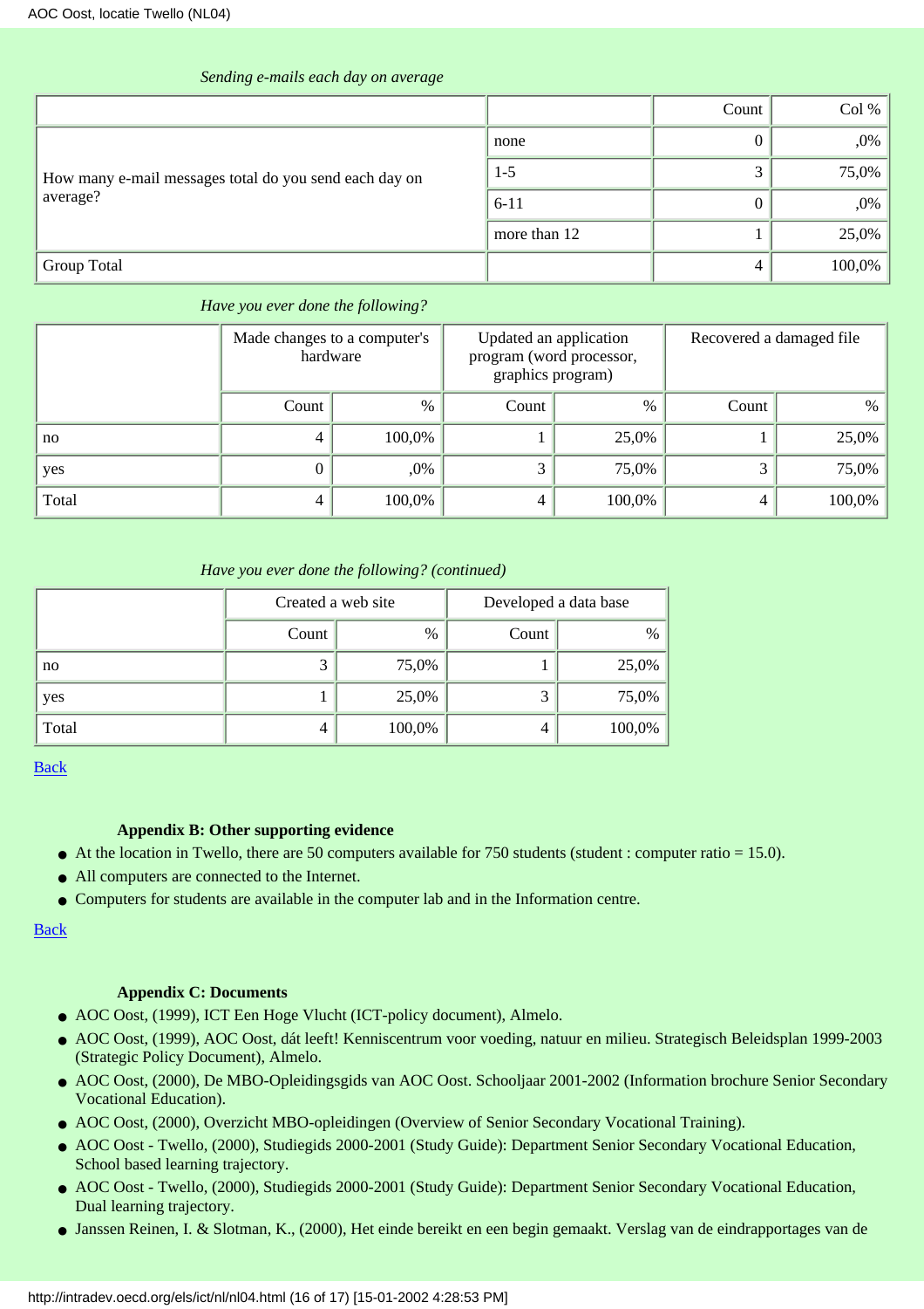*Sending e-mails each day on average*

| | | Count | Col % |
|---|---|---|---|
| How many e-mail messages total do you send each day on average? | none | 0 | ,0% |
| | 1-5 | 3 | 75,0% |
| | 6-11 | 0 | ,0% |
| | more than 12 | 1 | 25,0% |
| Group Total | | 4 | 100,0% |

*Have you ever done the following?*

| | Made changes to a computer's hardware | | Updated an application program (word processor, graphics program) | | Recovered a damaged file | |
|---|---|---|---|---|---|---|
| | Count | % | Count | % | Count | % |
| no | 4 | 100,0% | 1 | 25,0% | 1 | 25,0% |
| yes | 0 | ,0% | 3 | 75,0% | 3 | 75,0% |
| Total | 4 | 100,0% | 4 | 100,0% | 4 | 100,0% |

*Have you ever done the following? (continued)*

| | Created a web site | | Developed a data base | |
|---|---|---|---|---|
| | Count | % | Count | % |
| no | 3 | 75,0% | 1 | 25,0% |
| yes | 1 | 25,0% | 3 | 75,0% |
| Total | 4 | 100,0% | 4 | 100,0% |

Back

**Appendix B: Other supporting evidence**

- At the location in Twello, there are 50 computers available for 750 students (student : computer ratio = 15.0).
- All computers are connected to the Internet.
- Computers for students are available in the computer lab and in the Information centre.

Back

**Appendix C: Documents**

- AOC Oost, (1999), ICT Een Hoge Vlucht (ICT-policy document), Almelo.
- AOC Oost, (1999), AOC Oost, dát leeft! Kenniscentrum voor voeding, natuur en milieu. Strategisch Beleidsplan 1999-2003 (Strategic Policy Document), Almelo.
- AOC Oost, (2000), De MBO-Opleidingsgids van AOC Oost. Schooljaar 2001-2002 (Information brochure Senior Secondary Vocational Education).
- AOC Oost, (2000), Overzicht MBO-opleidingen (Overview of Senior Secondary Vocational Training).
- AOC Oost - Twello, (2000), Studiegids 2000-2001 (Study Guide): Department Senior Secondary Vocational Education, School based learning trajectory.
- AOC Oost - Twello, (2000), Studiegids 2000-2001 (Study Guide): Department Senior Secondary Vocational Education, Dual learning trajectory.
- Janssen Reinen, I. & Slotman, K., (2000), Het einde bereikt en een begin gemaakt. Verslag van de eindrapportages van de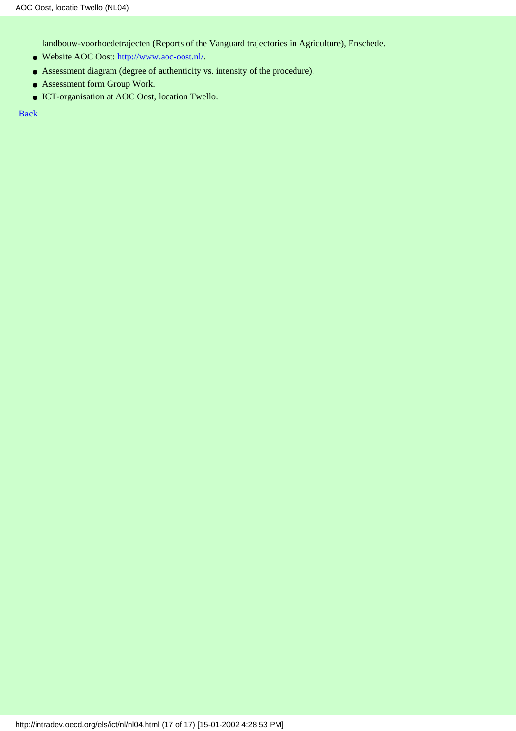landbouw-voorhoedetrajecten (Reports of the Vanguard trajectories in Agriculture), Enschede.

- Website AOC Oost: [http://www.aoc-oost.nl/](http://www.aoc-oost.nl/).
- Assessment diagram (degree of authenticity vs. intensity of the procedure).
- Assessment form Group Work.
- ICT-organisation at AOC Oost, location Twello.

Back